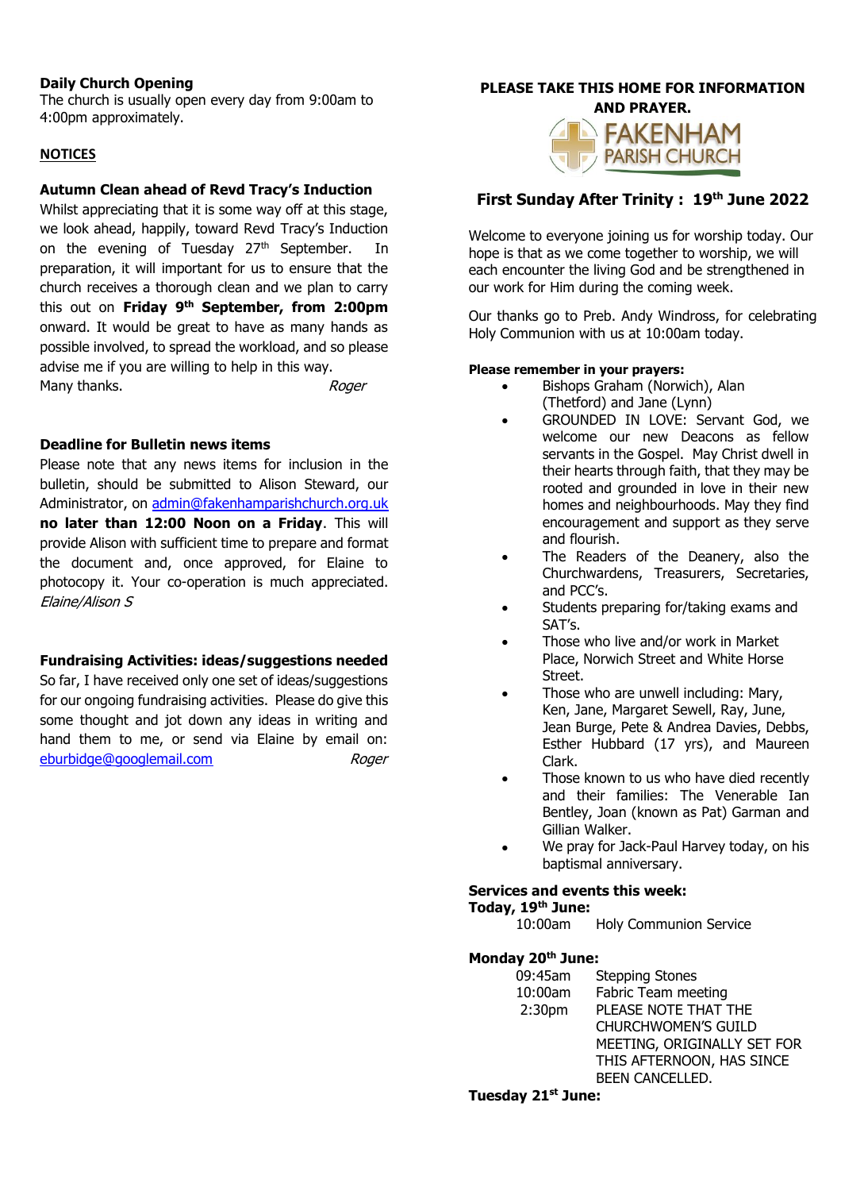**Daily Church Opening**
The church is usually open every day from 9:00am to 4:00pm approximately.

**NOTICES**

**Autumn Clean ahead of Revd Tracy's Induction**
Whilst appreciating that it is some way off at this stage, we look ahead, happily, toward Revd Tracy's Induction on the evening of Tuesday 27th September. In preparation, it will important for us to ensure that the church receives a thorough clean and we plan to carry this out on **Friday 9th September, from 2:00pm** onward. It would be great to have as many hands as possible involved, to spread the workload, and so please advise me if you are willing to help in this way.
Many thanks. *Roger*

**Deadline for Bulletin news items**
Please note that any news items for inclusion in the bulletin, should be submitted to Alison Steward, our Administrator, on admin@fakenhamparishchurch.org.uk **no later than 12:00 Noon on a Friday**. This will provide Alison with sufficient time to prepare and format the document and, once approved, for Elaine to photocopy it. Your co-operation is much appreciated. *Elaine/Alison S*

**Fundraising Activities: ideas/suggestions needed**
So far, I have received only one set of ideas/suggestions for our ongoing fundraising activities. Please do give this some thought and jot down any ideas in writing and hand them to me, or send via Elaine by email on: eburbidge@googlemail.com *Roger*

**PLEASE TAKE THIS HOME FOR INFORMATION AND PRAYER.**

FAKENHAM PARISH CHURCH

## First Sunday After Trinity : 19th June 2022

Welcome to everyone joining us for worship today. Our hope is that as we come together to worship, we will each encounter the living God and be strengthened in our work for Him during the coming week.

Our thanks go to Preb. Andy Windross, for celebrating Holy Communion with us at 10:00am today.

**Please remember in your prayers:**

- Bishops Graham (Norwich), Alan (Thetford) and Jane (Lynn)
- GROUNDED IN LOVE: Servant God, we welcome our new Deacons as fellow servants in the Gospel. May Christ dwell in their hearts through faith, that they may be rooted and grounded in love in their new homes and neighbourhoods. May they find encouragement and support as they serve and flourish.
- The Readers of the Deanery, also the Churchwardens, Treasurers, Secretaries, and PCC's.
- Students preparing for/taking exams and SAT's.
- Those who live and/or work in Market Place, Norwich Street and White Horse Street.
- Those who are unwell including: Mary, Ken, Jane, Margaret Sewell, Ray, June, Jean Burge, Pete & Andrea Davies, Debbs, Esther Hubbard (17 yrs), and Maureen Clark.
- Those known to us who have died recently and their families: The Venerable Ian Bentley, Joan (known as Pat) Garman and Gillian Walker.
- We pray for Jack-Paul Harvey today, on his baptismal anniversary.

**Services and events this week:**

**Today, 19th June:**
10:00am Holy Communion Service

**Monday 20th June:**
09:45am Stepping Stones
10:00am Fabric Team meeting
2:30pm PLEASE NOTE THAT THE CHURCHWOMEN'S GUILD MEETING, ORIGINALLY SET FOR THIS AFTERNOON, HAS SINCE BEEN CANCELLED.

**Tuesday 21st June:**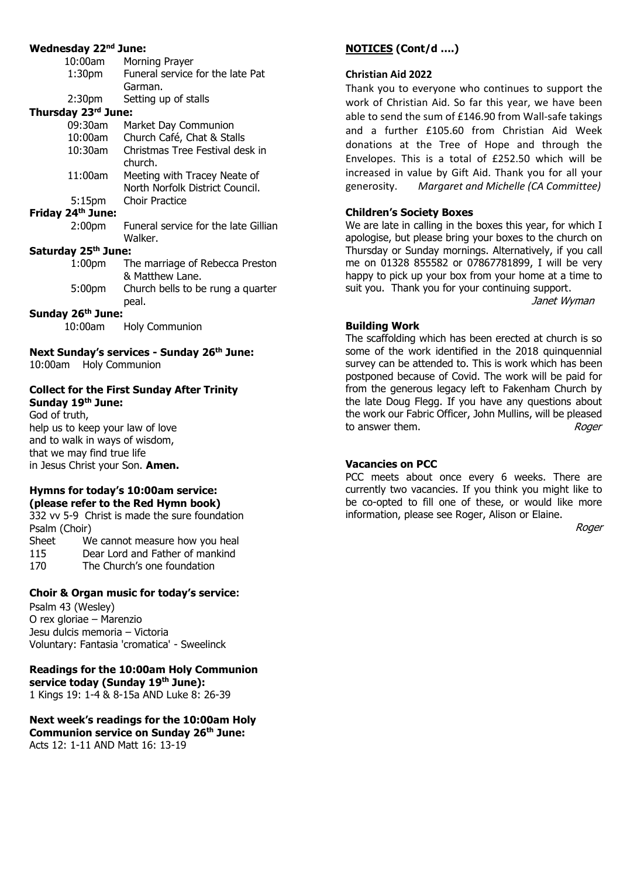**Wednesday 22nd June:**

| | |
|---|---|
| 10:00am | Morning Prayer |
| 1:30pm | Funeral service for the late Pat Garman. |
| 2:30pm | Setting up of stalls |

**Thursday 23rd June:**

| | |
|---|---|
| 09:30am | Market Day Communion |
| 10:00am | Church Café, Chat & Stalls |
| 10:30am | Christmas Tree Festival desk in church. |
| 11:00am | Meeting with Tracey Neate of North Norfolk District Council. |
| 5:15pm | Choir Practice |

**Friday 24th June:**

| | |
|---|---|
| 2:00pm | Funeral service for the late Gillian Walker. |

**Saturday 25th June:**

| | |
|---|---|
| 1:00pm | The marriage of Rebecca Preston & Matthew Lane. |
| 5:00pm | Church bells to be rung a quarter peal. |

**Sunday 26th June:**

| | |
|---|---|
| 10:00am | Holy Communion |

**Next Sunday's services - Sunday 26th June:**
10:00am Holy Communion

**Collect for the First Sunday After Trinity Sunday 19th June:**

God of truth,
help us to keep your law of love
and to walk in ways of wisdom,
that we may find true life
in Jesus Christ your Son. **Amen.**

**Hymns for today's 10:00am service: (please refer to the Red Hymn book)**

332 vv 5-9 Christ is made the sure foundation
Psalm (Choir)
Sheet We cannot measure how you heal
115 Dear Lord and Father of mankind
170 The Church's one foundation

**Choir & Organ music for today's service:**

Psalm 43 (Wesley)
O rex gloriae – Marenzio
Jesu dulcis memoria – Victoria
Voluntary: Fantasia 'cromatica' - Sweelinck

**Readings for the 10:00am Holy Communion service today (Sunday 19th June):**
1 Kings 19: 1-4 & 8-15a AND Luke 8: 26-39

**Next week's readings for the 10:00am Holy Communion service on Sunday 26th June:**
Acts 12: 1-11 AND Matt 16: 13-19

## NOTICES (Cont/d ….)

**Christian Aid 2022**

Thank you to everyone who continues to support the work of Christian Aid. So far this year, we have been able to send the sum of £146.90 from Wall-safe takings and a further £105.60 from Christian Aid Week donations at the Tree of Hope and through the Envelopes. This is a total of £252.50 which will be increased in value by Gift Aid. Thank you for all your generosity. *Margaret and Michelle (CA Committee)*

**Children's Society Boxes**

We are late in calling in the boxes this year, for which I apologise, but please bring your boxes to the church on Thursday or Sunday mornings. Alternatively, if you call me on 01328 855582 or 07867781899, I will be very happy to pick up your box from your home at a time to suit you. Thank you for your continuing support.

*Janet Wyman*

**Building Work**

The scaffolding which has been erected at church is so some of the work identified in the 2018 quinquennial survey can be attended to. This is work which has been postponed because of Covid. The work will be paid for from the generous legacy left to Fakenham Church by the late Doug Flegg. If you have any questions about the work our Fabric Officer, John Mullins, will be pleased to answer them. *Roger*

**Vacancies on PCC**

PCC meets about once every 6 weeks. There are currently two vacancies. If you think you might like to be co-opted to fill one of these, or would like more information, please see Roger, Alison or Elaine.

*Roger*